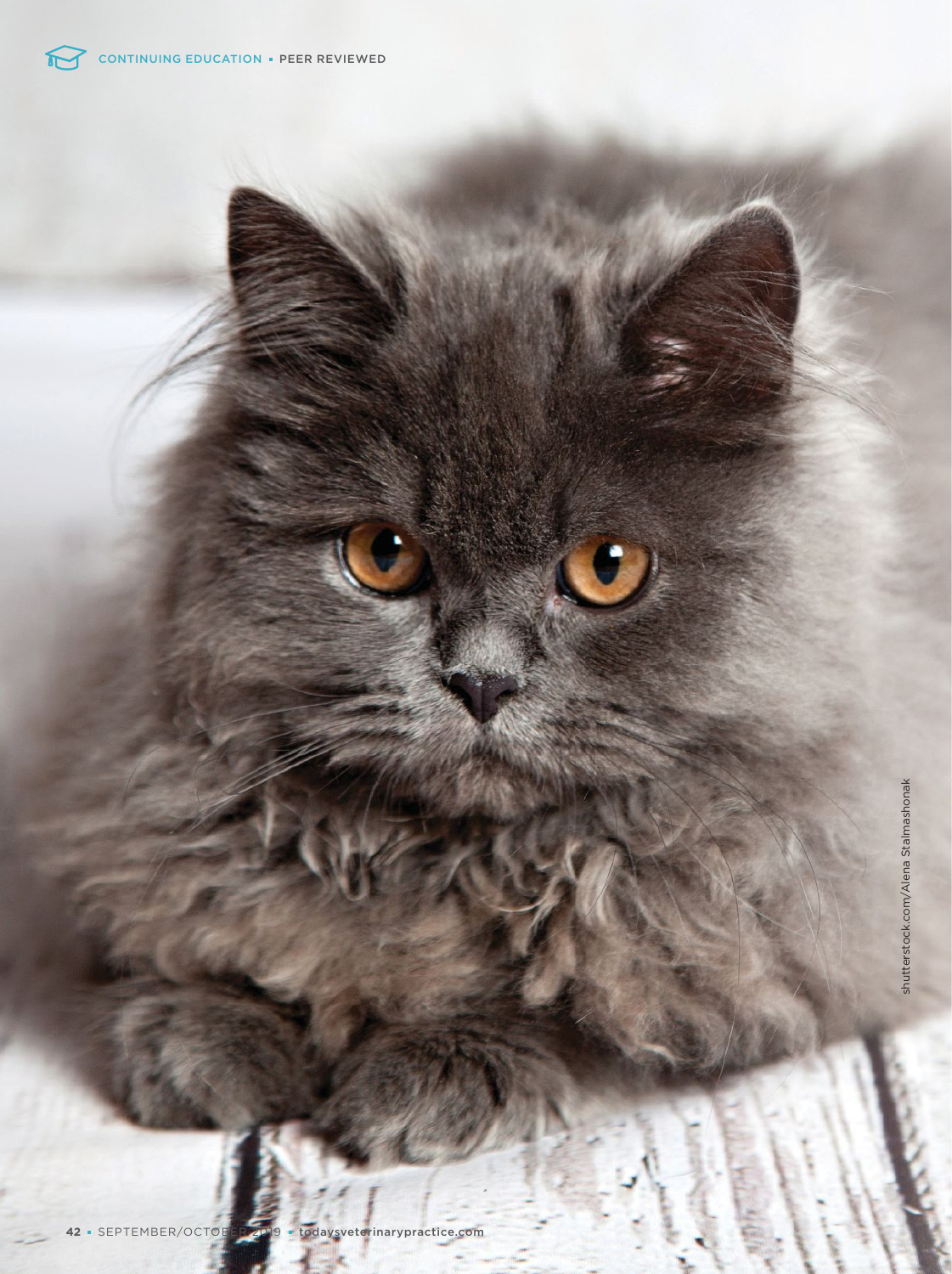shutterstock.com/Alena Stalmashonak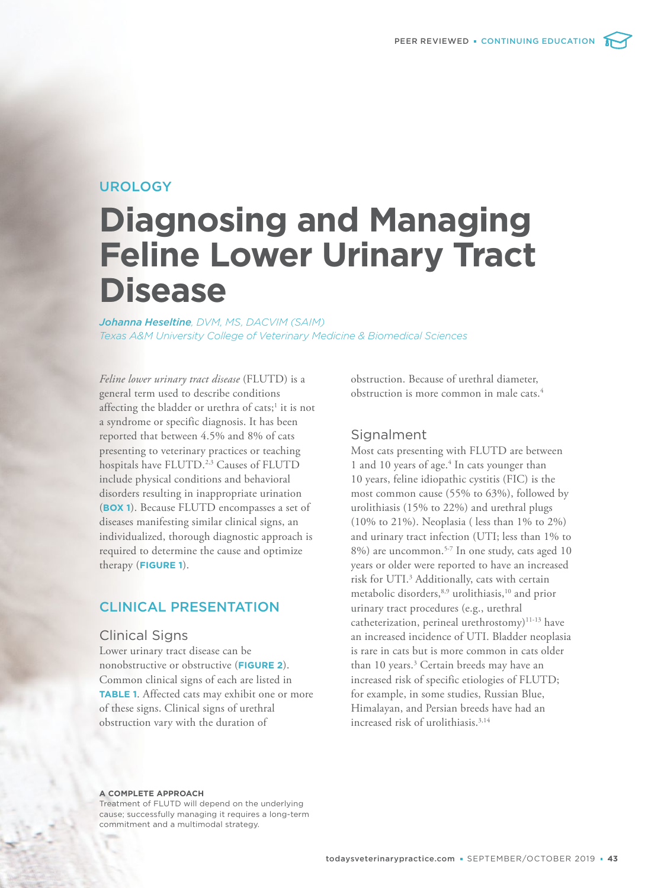UROLOGY

# Diagnosing and Managing Feline Lower Urinary Tract Disease

*Johanna Heseltine, DVM, MS, DACVIM (SAIM)*
*Texas A&M University College of Veterinary Medicine & Biomedical Sciences*

*Feline lower urinary tract disease* (FLUTD) is a general term used to describe conditions affecting the bladder or urethra of cats;[1] it is not a syndrome or specific diagnosis. It has been reported that between 4.5% and 8% of cats presenting to veterinary practices or teaching hospitals have FLUTD.[2,3] Causes of FLUTD include physical conditions and behavioral disorders resulting in inappropriate urination (**BOX 1**). Because FLUTD encompasses a set of diseases manifesting similar clinical signs, an individualized, thorough diagnostic approach is required to determine the cause and optimize therapy (**FIGURE 1**).

## CLINICAL PRESENTATION

### Clinical Signs

Lower urinary tract disease can be nonobstructive or obstructive (**FIGURE 2**). Common clinical signs of each are listed in **TABLE 1**. Affected cats may exhibit one or more of these signs. Clinical signs of urethral obstruction vary with the duration of obstruction. Because of urethral diameter, obstruction is more common in male cats.[4]

### Signalment

Most cats presenting with FLUTD are between 1 and 10 years of age.[4] In cats younger than 10 years, feline idiopathic cystitis (FIC) is the most common cause (55% to 63%), followed by urolithiasis (15% to 22%) and urethral plugs (10% to 21%). Neoplasia ( less than 1% to 2%) and urinary tract infection (UTI; less than 1% to 8%) are uncommon.[5-7] In one study, cats aged 10 years or older were reported to have an increased risk for UTI.[3] Additionally, cats with certain metabolic disorders,[8,9] urolithiasis,[10] and prior urinary tract procedures (e.g., urethral catheterization, perineal urethrostomy)[11-13] have an increased incidence of UTI. Bladder neoplasia is rare in cats but is more common in cats older than 10 years.[3] Certain breeds may have an increased risk of specific etiologies of FLUTD; for example, in some studies, Russian Blue, Himalayan, and Persian breeds have had an increased risk of urolithiasis.[3,14]

**A COMPLETE APPROACH**
Treatment of FLUTD will depend on the underlying cause; successfully managing it requires a long-term commitment and a multimodal strategy.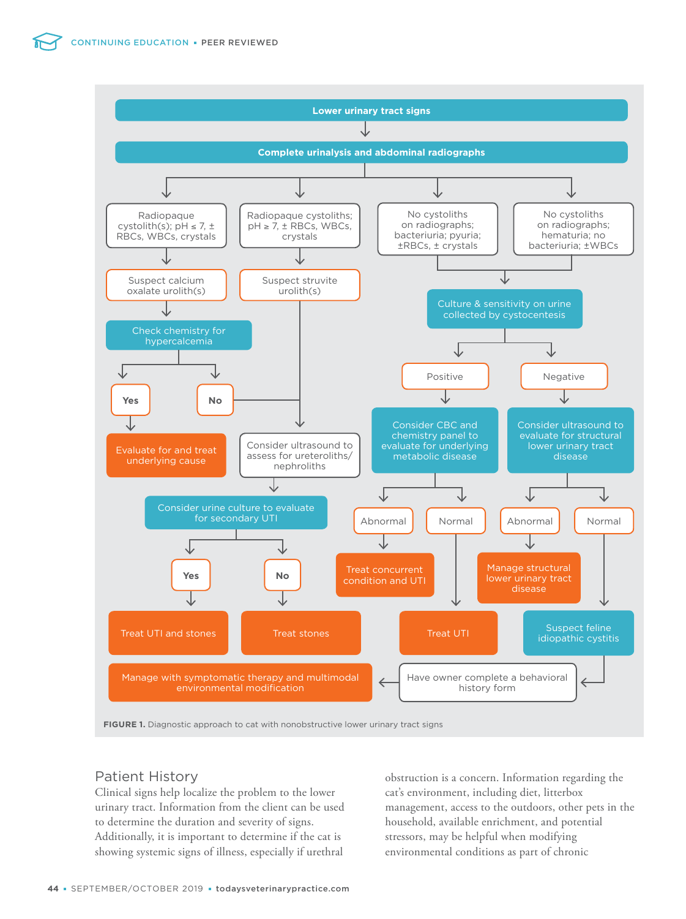**Lower urinary tract signs**

↓

**Complete urinalysis and abdominal radiographs**

- Radiopaque cystolith(s); pH ≤ 7, ± RBCs, WBCs, crystals
  - Suspect calcium oxalate urolith(s)
    - Check chemistry for hypercalcemia
      - Yes → Evaluate for and treat underlying cause
      - No → Consider ultrasound to assess for ureteroliths/nephroliths
- Radiopaque cystoliths; pH ≥ 7, ± RBCs, WBCs, crystals
  - Suspect struvite urolith(s)
    - Consider ultrasound to assess for ureteroliths/nephroliths
      - Consider urine culture to evaluate for secondary UTI
        - Yes → Treat UTI and stones
        - No → Treat stones
- No cystoliths on radiographs; bacteriuria; pyuria; ±RBCs, ± crystals
- No cystoliths on radiographs; hematuria; no bacteriuria; ±WBCs
  - (both) → Culture & sensitivity on urine collected by cystocentesis
    - Positive → Consider CBC and chemistry panel to evaluate for underlying metabolic disease
      - Abnormal → Treat concurrent condition and UTI
      - Normal → Treat UTI
    - Negative → Consider ultrasound to evaluate for structural lower urinary tract disease
      - Abnormal → Manage structural lower urinary tract disease
      - Normal → Suspect feline idiopathic cystitis
        - Have owner complete a behavioral history form
          - Manage with symptomatic therapy and multimodal environmental modification

**FIGURE 1.** Diagnostic approach to cat with nonobstructive lower urinary tract signs

## Patient History

Clinical signs help localize the problem to the lower urinary tract. Information from the client can be used to determine the duration and severity of signs. Additionally, it is important to determine if the cat is showing systemic signs of illness, especially if urethral obstruction is a concern. Information regarding the cat's environment, including diet, litterbox management, access to the outdoors, other pets in the household, available enrichment, and potential stressors, may be helpful when modifying environmental conditions as part of chronic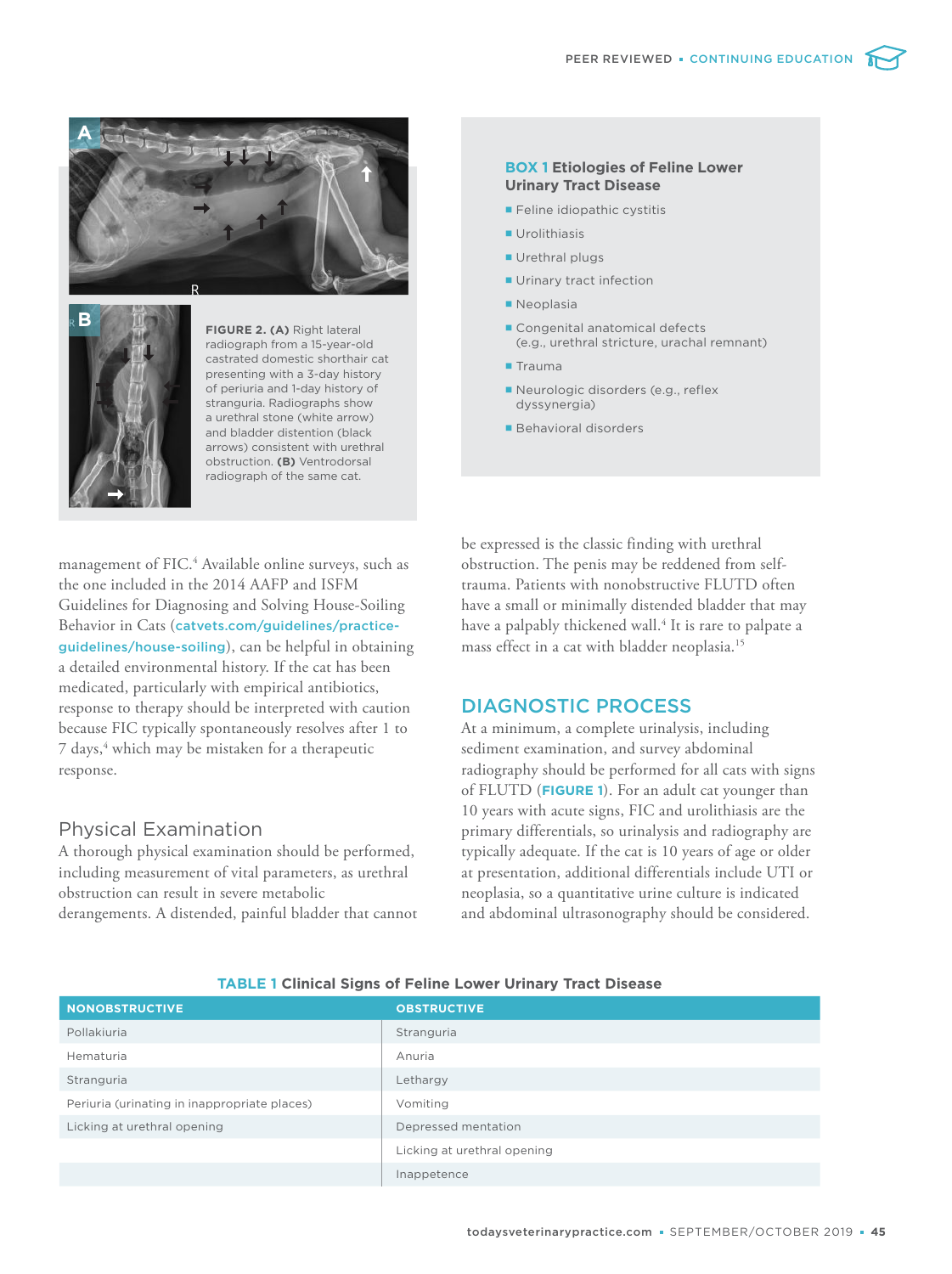FIGURE 2. (A) Right lateral radiograph from a 15-year-old castrated domestic shorthair cat presenting with a 3-day history of periuria and 1-day history of stranguria. Radiographs show a urethral stone (white arrow) and bladder distention (black arrows) consistent with urethral obstruction. (B) Ventrodorsal radiograph of the same cat.

**BOX 1 Etiologies of Feline Lower Urinary Tract Disease**

- Feline idiopathic cystitis
- Urolithiasis
- Urethral plugs
- Urinary tract infection
- Neoplasia
- Congenital anatomical defects (e.g., urethral stricture, urachal remnant)
- Trauma
- Neurologic disorders (e.g., reflex dyssynergia)
- Behavioral disorders

management of FIC.[4] Available online surveys, such as the one included in the 2014 AAFP and ISFM Guidelines for Diagnosing and Solving House-Soiling Behavior in Cats (catvets.com/guidelines/practice-guidelines/house-soiling), can be helpful in obtaining a detailed environmental history. If the cat has been medicated, particularly with empirical antibiotics, response to therapy should be interpreted with caution because FIC typically spontaneously resolves after 1 to 7 days,[4] which may be mistaken for a therapeutic response.

### Physical Examination

A thorough physical examination should be performed, including measurement of vital parameters, as urethral obstruction can result in severe metabolic derangements. A distended, painful bladder that cannot be expressed is the classic finding with urethral obstruction. The penis may be reddened from self-trauma. Patients with nonobstructive FLUTD often have a small or minimally distended bladder that may have a palpably thickened wall.[4] It is rare to palpate a mass effect in a cat with bladder neoplasia.[15]

## DIAGNOSTIC PROCESS

At a minimum, a complete urinalysis, including sediment examination, and survey abdominal radiography should be performed for all cats with signs of FLUTD (FIGURE 1). For an adult cat younger than 10 years with acute signs, FIC and urolithiasis are the primary differentials, so urinalysis and radiography are typically adequate. If the cat is 10 years of age or older at presentation, additional differentials include UTI or neoplasia, so a quantitative urine culture is indicated and abdominal ultrasonography should be considered.

**TABLE 1 Clinical Signs of Feline Lower Urinary Tract Disease**

| NONOBSTRUCTIVE | OBSTRUCTIVE |
| --- | --- |
| Pollakiuria | Stranguria |
| Hematuria | Anuria |
| Stranguria | Lethargy |
| Periuria (urinating in inappropriate places) | Vomiting |
| Licking at urethral opening | Depressed mentation |
| | Licking at urethral opening |
| | Inappetence |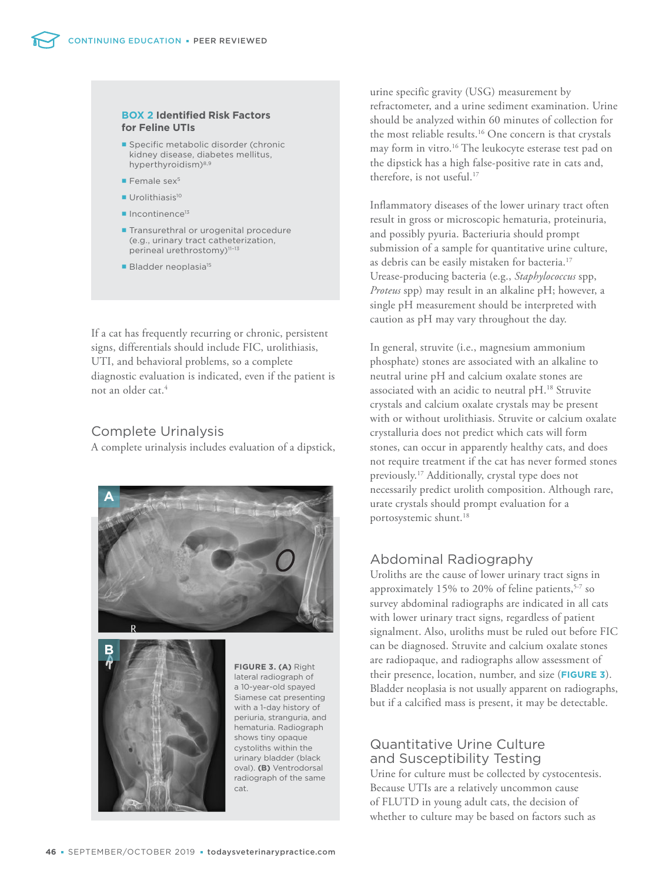**BOX 2 Identified Risk Factors for Feline UTIs**

- Specific metabolic disorder (chronic kidney disease, diabetes mellitus, hyperthyroidism)[8,9]
- Female sex[5]
- Urolithiasis[10]
- Incontinence[13]
- Transurethral or urogenital procedure (e.g., urinary tract catheterization, perineal urethrostomy)[11–13]
- Bladder neoplasia[15]

If a cat has frequently recurring or chronic, persistent signs, differentials should include FIC, urolithiasis, UTI, and behavioral problems, so a complete diagnostic evaluation is indicated, even if the patient is not an older cat.[4]

## Complete Urinalysis

A complete urinalysis includes evaluation of a dipstick, urine specific gravity (USG) measurement by refractometer, and a urine sediment examination. Urine should be analyzed within 60 minutes of collection for the most reliable results.[16] One concern is that crystals may form in vitro.[16] The leukocyte esterase test pad on the dipstick has a high false-positive rate in cats and, therefore, is not useful.[17]

Inflammatory diseases of the lower urinary tract often result in gross or microscopic hematuria, proteinuria, and possibly pyuria. Bacteriuria should prompt submission of a sample for quantitative urine culture, as debris can be easily mistaken for bacteria.[17] Urease-producing bacteria (e.g., *Staphylococcus* spp, *Proteus* spp) may result in an alkaline pH; however, a single pH measurement should be interpreted with caution as pH may vary throughout the day.

In general, struvite (i.e., magnesium ammonium phosphate) stones are associated with an alkaline to neutral urine pH and calcium oxalate stones are associated with an acidic to neutral pH.[18] Struvite crystals and calcium oxalate crystals may be present with or without urolithiasis. Struvite or calcium oxalate crystalluria does not predict which cats will form stones, can occur in apparently healthy cats, and does not require treatment if the cat has never formed stones previously.[17] Additionally, crystal type does not necessarily predict urolith composition. Although rare, urate crystals should prompt evaluation for a portosystemic shunt.[18]

**FIGURE 3. (A)** Right lateral radiograph of a 10-year-old spayed Siamese cat presenting with a 1-day history of periuria, stranguria, and hematuria. Radiograph shows tiny opaque cystoliths within the urinary bladder (black oval). **(B)** Ventrodorsal radiograph of the same cat.

## Abdominal Radiography

Uroliths are the cause of lower urinary tract signs in approximately 15% to 20% of feline patients,[5-7] so survey abdominal radiographs are indicated in all cats with lower urinary tract signs, regardless of patient signalment. Also, uroliths must be ruled out before FIC can be diagnosed. Struvite and calcium oxalate stones are radiopaque, and radiographs allow assessment of their presence, location, number, and size (**FIGURE 3**). Bladder neoplasia is not usually apparent on radiographs, but if a calcified mass is present, it may be detectable.

## Quantitative Urine Culture and Susceptibility Testing

Urine for culture must be collected by cystocentesis. Because UTIs are a relatively uncommon cause of FLUTD in young adult cats, the decision of whether to culture may be based on factors such as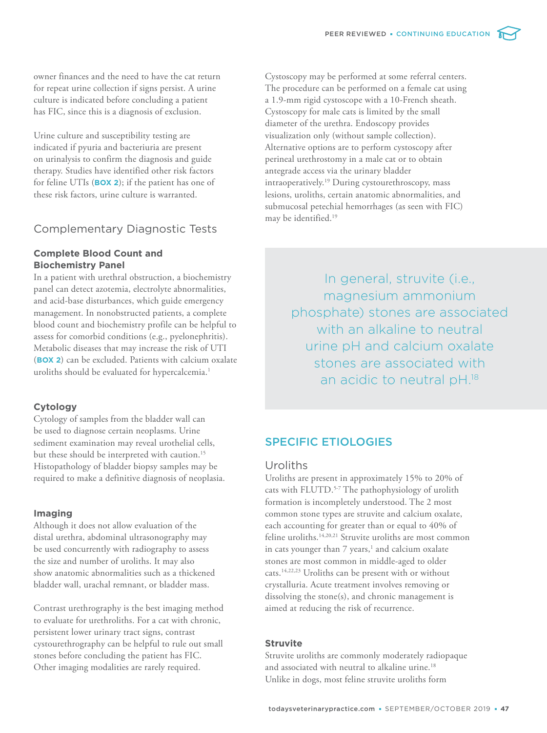owner finances and the need to have the cat return for repeat urine collection if signs persist. A urine culture is indicated before concluding a patient has FIC, since this is a diagnosis of exclusion.

Urine culture and susceptibility testing are indicated if pyuria and bacteriuria are present on urinalysis to confirm the diagnosis and guide therapy. Studies have identified other risk factors for feline UTIs (**BOX 2**); if the patient has one of these risk factors, urine culture is warranted.

## Complementary Diagnostic Tests

### Complete Blood Count and Biochemistry Panel

In a patient with urethral obstruction, a biochemistry panel can detect azotemia, electrolyte abnormalities, and acid-base disturbances, which guide emergency management. In nonobstructed patients, a complete blood count and biochemistry profile can be helpful to assess for comorbid conditions (e.g., pyelonephritis). Metabolic diseases that may increase the risk of UTI (**BOX 2**) can be excluded. Patients with calcium oxalate uroliths should be evaluated for hypercalcemia.[1]

### Cytology

Cytology of samples from the bladder wall can be used to diagnose certain neoplasms. Urine sediment examination may reveal urothelial cells, but these should be interpreted with caution.[15] Histopathology of bladder biopsy samples may be required to make a definitive diagnosis of neoplasia.

### Imaging

Although it does not allow evaluation of the distal urethra, abdominal ultrasonography may be used concurrently with radiography to assess the size and number of uroliths. It may also show anatomic abnormalities such as a thickened bladder wall, urachal remnant, or bladder mass.

Contrast urethrography is the best imaging method to evaluate for urethroliths. For a cat with chronic, persistent lower urinary tract signs, contrast cystourethrography can be helpful to rule out small stones before concluding the patient has FIC. Other imaging modalities are rarely required.

Cystoscopy may be performed at some referral centers. The procedure can be performed on a female cat using a 1.9-mm rigid cystoscope with a 10-French sheath. Cystoscopy for male cats is limited by the small diameter of the urethra. Endoscopy provides visualization only (without sample collection). Alternative options are to perform cystoscopy after perineal urethrostomy in a male cat or to obtain antegrade access via the urinary bladder intraoperatively.[19] During cystourethroscopy, mass lesions, uroliths, certain anatomic abnormalities, and submucosal petechial hemorrhages (as seen with FIC) may be identified.[19]

> In general, struvite (i.e., magnesium ammonium phosphate) stones are associated with an alkaline to neutral urine pH and calcium oxalate stones are associated with an acidic to neutral pH.[18]

## SPECIFIC ETIOLOGIES

### Uroliths

Uroliths are present in approximately 15% to 20% of cats with FLUTD.[5-7] The pathophysiology of urolith formation is incompletely understood. The 2 most common stone types are struvite and calcium oxalate, each accounting for greater than or equal to 40% of feline uroliths.[14,20,21] Struvite uroliths are most common in cats younger than 7 years,[1] and calcium oxalate stones are most common in middle-aged to older cats.[14,22,23] Uroliths can be present with or without crystalluria. Acute treatment involves removing or dissolving the stone(s), and chronic management is aimed at reducing the risk of recurrence.

#### Struvite

Struvite uroliths are commonly moderately radiopaque and associated with neutral to alkaline urine.[18] Unlike in dogs, most feline struvite uroliths form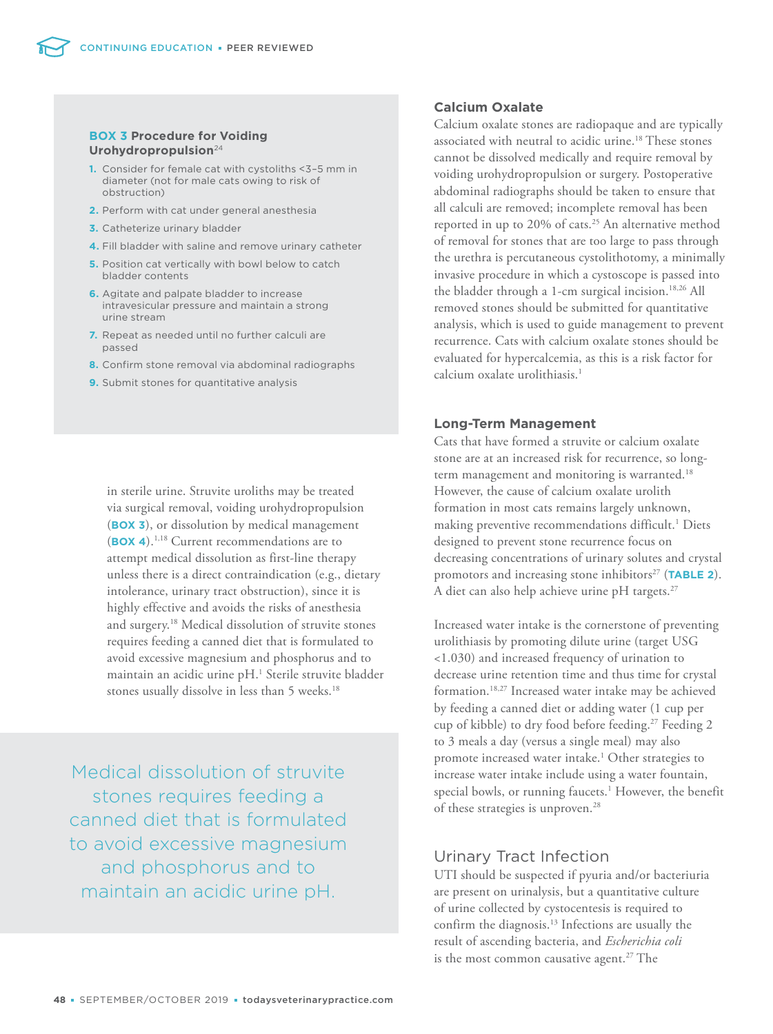### BOX 3 Procedure for Voiding Urohydropropulsion[24]

1. Consider for female cat with cystoliths <3–5 mm in diameter (not for male cats owing to risk of obstruction)
2. Perform with cat under general anesthesia
3. Catheterize urinary bladder
4. Fill bladder with saline and remove urinary catheter
5. Position cat vertically with bowl below to catch bladder contents
6. Agitate and palpate bladder to increase intravesicular pressure and maintain a strong urine stream
7. Repeat as needed until no further calculi are passed
8. Confirm stone removal via abdominal radiographs
9. Submit stones for quantitative analysis

in sterile urine. Struvite uroliths may be treated via surgical removal, voiding urohydropropulsion (**BOX 3**), or dissolution by medical management (**BOX 4**).[1,18] Current recommendations are to attempt medical dissolution as first-line therapy unless there is a direct contraindication (e.g., dietary intolerance, urinary tract obstruction), since it is highly effective and avoids the risks of anesthesia and surgery.[18] Medical dissolution of struvite stones requires feeding a canned diet that is formulated to avoid excessive magnesium and phosphorus and to maintain an acidic urine pH.[1] Sterile struvite bladder stones usually dissolve in less than 5 weeks.[18]

> Medical dissolution of struvite stones requires feeding a canned diet that is formulated to avoid excessive magnesium and phosphorus and to maintain an acidic urine pH.

### Calcium Oxalate

Calcium oxalate stones are radiopaque and are typically associated with neutral to acidic urine.[18] These stones cannot be dissolved medically and require removal by voiding urohydropropulsion or surgery. Postoperative abdominal radiographs should be taken to ensure that all calculi are removed; incomplete removal has been reported in up to 20% of cats.[25] An alternative method of removal for stones that are too large to pass through the urethra is percutaneous cystolithotomy, a minimally invasive procedure in which a cystoscope is passed into the bladder through a 1-cm surgical incision.[18,26] All removed stones should be submitted for quantitative analysis, which is used to guide management to prevent recurrence. Cats with calcium oxalate stones should be evaluated for hypercalcemia, as this is a risk factor for calcium oxalate urolithiasis.[1]

### Long-Term Management

Cats that have formed a struvite or calcium oxalate stone are at an increased risk for recurrence, so long-term management and monitoring is warranted.[18] However, the cause of calcium oxalate urolith formation in most cats remains largely unknown, making preventive recommendations difficult.[1] Diets designed to prevent stone recurrence focus on decreasing concentrations of urinary solutes and crystal promotors and increasing stone inhibitors[27] (**TABLE 2**). A diet can also help achieve urine pH targets.[27]

Increased water intake is the cornerstone of preventing urolithiasis by promoting dilute urine (target USG <1.030) and increased frequency of urination to decrease urine retention time and thus time for crystal formation.[18,27] Increased water intake may be achieved by feeding a canned diet or adding water (1 cup per cup of kibble) to dry food before feeding.[27] Feeding 2 to 3 meals a day (versus a single meal) may also promote increased water intake.[1] Other strategies to increase water intake include using a water fountain, special bowls, or running faucets.[1] However, the benefit of these strategies is unproven.[28]

## Urinary Tract Infection

UTI should be suspected if pyuria and/or bacteriuria are present on urinalysis, but a quantitative culture of urine collected by cystocentesis is required to confirm the diagnosis.[13] Infections are usually the result of ascending bacteria, and *Escherichia coli* is the most common causative agent.[27] The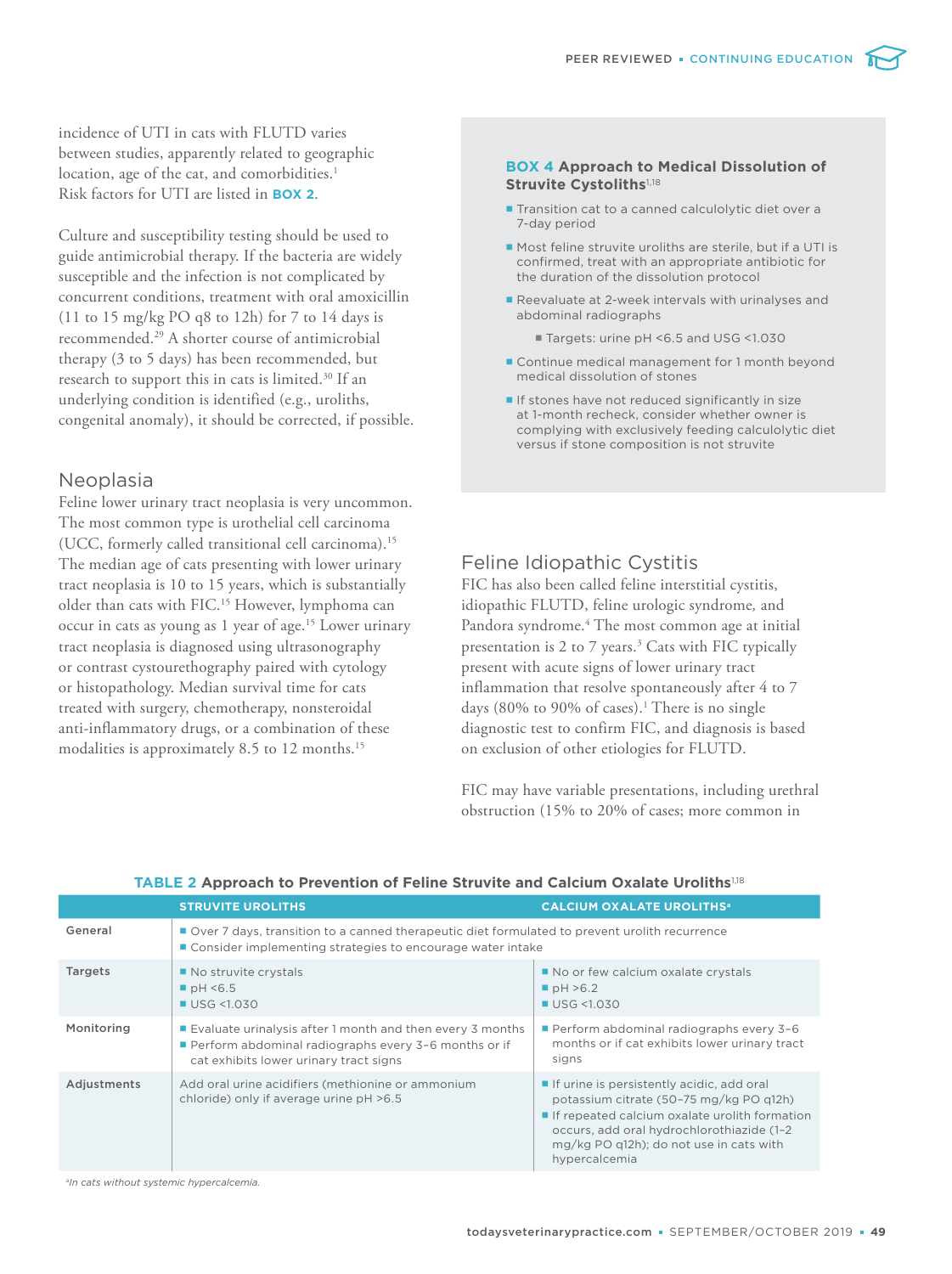incidence of UTI in cats with FLUTD varies between studies, apparently related to geographic location, age of the cat, and comorbidities.[1] Risk factors for UTI are listed in **BOX 2**.

Culture and susceptibility testing should be used to guide antimicrobial therapy. If the bacteria are widely susceptible and the infection is not complicated by concurrent conditions, treatment with oral amoxicillin (11 to 15 mg/kg PO q8 to 12h) for 7 to 14 days is recommended.[29] A shorter course of antimicrobial therapy (3 to 5 days) has been recommended, but research to support this in cats is limited.[30] If an underlying condition is identified (e.g., uroliths, congenital anomaly), it should be corrected, if possible.

## Neoplasia

Feline lower urinary tract neoplasia is very uncommon. The most common type is urothelial cell carcinoma (UCC, formerly called transitional cell carcinoma).[15] The median age of cats presenting with lower urinary tract neoplasia is 10 to 15 years, which is substantially older than cats with FIC.[15] However, lymphoma can occur in cats as young as 1 year of age.[15] Lower urinary tract neoplasia is diagnosed using ultrasonography or contrast cystourethography paired with cytology or histopathology. Median survival time for cats treated with surgery, chemotherapy, nonsteroidal anti-inflammatory drugs, or a combination of these modalities is approximately 8.5 to 12 months.[15]

### BOX 4 Approach to Medical Dissolution of Struvite Cystoliths[1,18]

- Transition cat to a canned calculolytic diet over a 7-day period
- Most feline struvite uroliths are sterile, but if a UTI is confirmed, treat with an appropriate antibiotic for the duration of the dissolution protocol
- Reevaluate at 2-week intervals with urinalyses and abdominal radiographs
  - Targets: urine pH <6.5 and USG <1.030
- Continue medical management for 1 month beyond medical dissolution of stones
- If stones have not reduced significantly in size at 1-month recheck, consider whether owner is complying with exclusively feeding calculolytic diet versus if stone composition is not struvite

## Feline Idiopathic Cystitis

FIC has also been called feline interstitial cystitis, idiopathic FLUTD, feline urologic syndrome, and Pandora syndrome.[4] The most common age at initial presentation is 2 to 7 years.[3] Cats with FIC typically present with acute signs of lower urinary tract inflammation that resolve spontaneously after 4 to 7 days (80% to 90% of cases).[1] There is no single diagnostic test to confirm FIC, and diagnosis is based on exclusion of other etiologies for FLUTD.

FIC may have variable presentations, including urethral obstruction (15% to 20% of cases; more common in

**TABLE 2 Approach to Prevention of Feline Struvite and Calcium Oxalate Uroliths[1,18]**

| | STRUVITE UROLITHS | CALCIUM OXALATE UROLITHS[a] |
|---|---|---|
| General | Over 7 days, transition to a canned therapeutic diet formulated to prevent urolith recurrence; Consider implementing strategies to encourage water intake | |
| Targets | No struvite crystals; pH <6.5; USG <1.030 | No or few calcium oxalate crystals; pH >6.2; USG <1.030 |
| Monitoring | Evaluate urinalysis after 1 month and then every 3 months; Perform abdominal radiographs every 3–6 months or if cat exhibits lower urinary tract signs | Perform abdominal radiographs every 3–6 months or if cat exhibits lower urinary tract signs |
| Adjustments | Add oral urine acidifiers (methionine or ammonium chloride) only if average urine pH >6.5 | If urine is persistently acidic, add oral potassium citrate (50–75 mg/kg PO q12h); If repeated calcium oxalate urolith formation occurs, add oral hydrochlorothiazide (1–2 mg/kg PO q12h); do not use in cats with hypercalcemia |

[a]In cats without systemic hypercalcemia.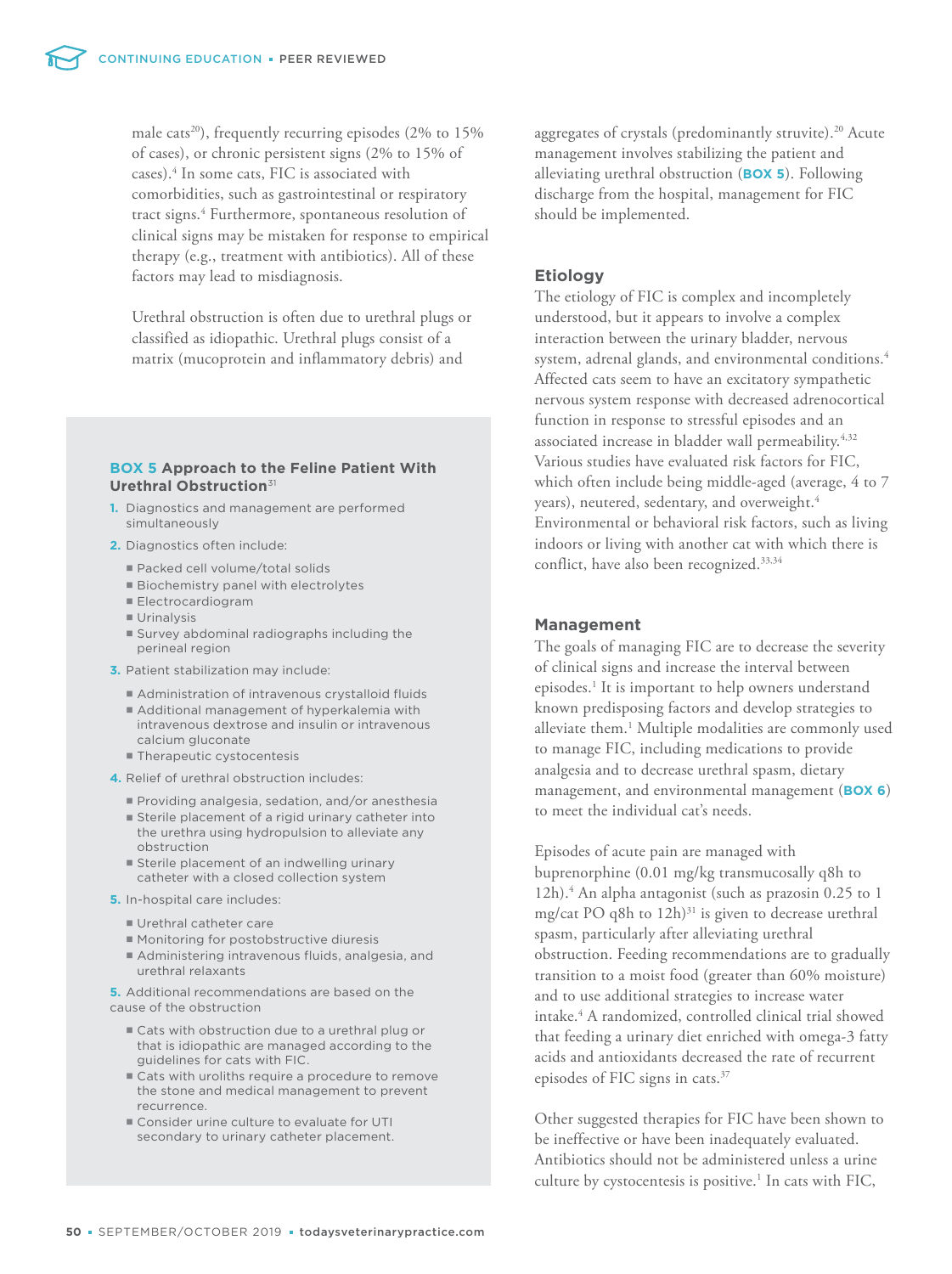male cats[20]), frequently recurring episodes (2% to 15% of cases), or chronic persistent signs (2% to 15% of cases).[4] In some cats, FIC is associated with comorbidities, such as gastrointestinal or respiratory tract signs.[4] Furthermore, spontaneous resolution of clinical signs may be mistaken for response to empirical therapy (e.g., treatment with antibiotics). All of these factors may lead to misdiagnosis.

Urethral obstruction is often due to urethral plugs or classified as idiopathic. Urethral plugs consist of a matrix (mucoprotein and inflammatory debris) and aggregates of crystals (predominantly struvite).[20] Acute management involves stabilizing the patient and alleviating urethral obstruction (**BOX 5**). Following discharge from the hospital, management for FIC should be implemented.

### BOX 5 Approach to the Feline Patient With Urethral Obstruction[31]

1. Diagnostics and management are performed simultaneously
2. Diagnostics often include:
   - Packed cell volume/total solids
   - Biochemistry panel with electrolytes
   - Electrocardiogram
   - Urinalysis
   - Survey abdominal radiographs including the perineal region
3. Patient stabilization may include:
   - Administration of intravenous crystalloid fluids
   - Additional management of hyperkalemia with intravenous dextrose and insulin or intravenous calcium gluconate
   - Therapeutic cystocentesis
4. Relief of urethral obstruction includes:
   - Providing analgesia, sedation, and/or anesthesia
   - Sterile placement of a rigid urinary catheter into the urethra using hydropulsion to alleviate any obstruction
   - Sterile placement of an indwelling urinary catheter with a closed collection system
5. In-hospital care includes:
   - Urethral catheter care
   - Monitoring for postobstructive diuresis
   - Administering intravenous fluids, analgesia, and urethral relaxants

5\. Additional recommendations are based on the cause of the obstruction

   - Cats with obstruction due to a urethral plug or that is idiopathic are managed according to the guidelines for cats with FIC.
   - Cats with uroliths require a procedure to remove the stone and medical management to prevent recurrence.
   - Consider urine culture to evaluate for UTI secondary to urinary catheter placement.

## Etiology

The etiology of FIC is complex and incompletely understood, but it appears to involve a complex interaction between the urinary bladder, nervous system, adrenal glands, and environmental conditions.[4] Affected cats seem to have an excitatory sympathetic nervous system response with decreased adrenocortical function in response to stressful episodes and an associated increase in bladder wall permeability.[4,32] Various studies have evaluated risk factors for FIC, which often include being middle-aged (average, 4 to 7 years), neutered, sedentary, and overweight.[4] Environmental or behavioral risk factors, such as living indoors or living with another cat with which there is conflict, have also been recognized.[33,34]

## Management

The goals of managing FIC are to decrease the severity of clinical signs and increase the interval between episodes.[1] It is important to help owners understand known predisposing factors and develop strategies to alleviate them.[1] Multiple modalities are commonly used to manage FIC, including medications to provide analgesia and to decrease urethral spasm, dietary management, and environmental management (**BOX 6**) to meet the individual cat's needs.

Episodes of acute pain are managed with buprenorphine (0.01 mg/kg transmucosally q8h to 12h).[4] An alpha antagonist (such as prazosin 0.25 to 1 mg/cat PO q8h to 12h)[31] is given to decrease urethral spasm, particularly after alleviating urethral obstruction. Feeding recommendations are to gradually transition to a moist food (greater than 60% moisture) and to use additional strategies to increase water intake.[4] A randomized, controlled clinical trial showed that feeding a urinary diet enriched with omega-3 fatty acids and antioxidants decreased the rate of recurrent episodes of FIC signs in cats.[37]

Other suggested therapies for FIC have been shown to be ineffective or have been inadequately evaluated. Antibiotics should not be administered unless a urine culture by cystocentesis is positive.[1] In cats with FIC,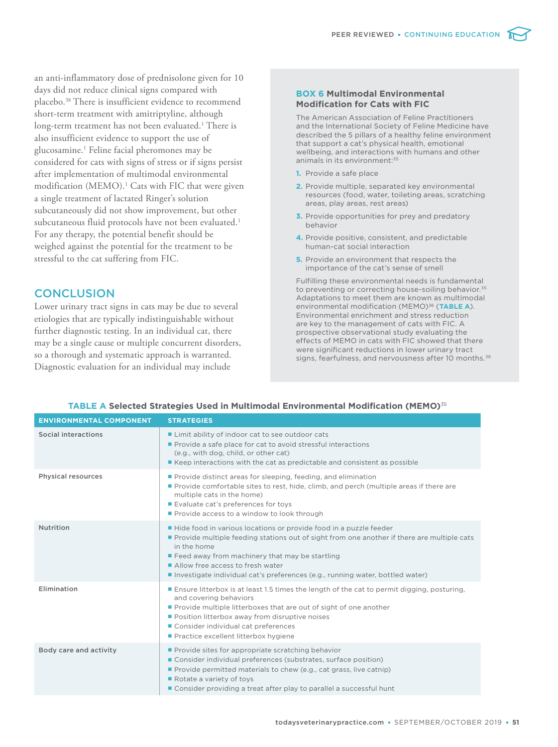an anti-inflammatory dose of prednisolone given for 10 days did not reduce clinical signs compared with placebo.[38] There is insufficient evidence to recommend short-term treatment with amitriptyline, although long-term treatment has not been evaluated.[1] There is also insufficient evidence to support the use of glucosamine.[1] Feline facial pheromones may be considered for cats with signs of stress or if signs persist after implementation of multimodal environmental modification (MEMO).[1] Cats with FIC that were given a single treatment of lactated Ringer's solution subcutaneously did not show improvement, but other subcutaneous fluid protocols have not been evaluated.[1] For any therapy, the potential benefit should be weighed against the potential for the treatment to be stressful to the cat suffering from FIC.

## CONCLUSION

Lower urinary tract signs in cats may be due to several etiologies that are typically indistinguishable without further diagnostic testing. In an individual cat, there may be a single cause or multiple concurrent disorders, so a thorough and systematic approach is warranted. Diagnostic evaluation for an individual may include

### BOX 6 Multimodal Environmental Modification for Cats with FIC

The American Association of Feline Practitioners and the International Society of Feline Medicine have described the 5 pillars of a healthy feline environment that support a cat's physical health, emotional wellbeing, and interactions with humans and other animals in its environment:[35]

1. Provide a safe place
2. Provide multiple, separated key environmental resources (food, water, toileting areas, scratching areas, play areas, rest areas)
3. Provide opportunities for prey and predatory behavior
4. Provide positive, consistent, and predictable human-cat social interaction
5. Provide an environment that respects the importance of the cat's sense of smell

Fulfilling these environmental needs is fundamental to preventing or correcting house-soiling behavior.[35] Adaptations to meet them are known as multimodal environmental modification (MEMO)[36] (**TABLE A**). Environmental enrichment and stress reduction are key to the management of cats with FIC. A prospective observational study evaluating the effects of MEMO in cats with FIC showed that there were significant reductions in lower urinary tract signs, fearfulness, and nervousness after 10 months.[36]

**TABLE A Selected Strategies Used in Multimodal Environmental Modification (MEMO)**[35]

| ENVIRONMENTAL COMPONENT | STRATEGIES |
|---|---|
| Social interactions | ■ Limit ability of indoor cat to see outdoor cats<br>■ Provide a safe place for cat to avoid stressful interactions (e.g., with dog, child, or other cat)<br>■ Keep interactions with the cat as predictable and consistent as possible |
| Physical resources | ■ Provide distinct areas for sleeping, feeding, and elimination<br>■ Provide comfortable sites to rest, hide, climb, and perch (multiple areas if there are multiple cats in the home)<br>■ Evaluate cat's preferences for toys<br>■ Provide access to a window to look through |
| Nutrition | ■ Hide food in various locations or provide food in a puzzle feeder<br>■ Provide multiple feeding stations out of sight from one another if there are multiple cats in the home<br>■ Feed away from machinery that may be startling<br>■ Allow free access to fresh water<br>■ Investigate individual cat's preferences (e.g., running water, bottled water) |
| Elimination | ■ Ensure litterbox is at least 1.5 times the length of the cat to permit digging, posturing, and covering behaviors<br>■ Provide multiple litterboxes that are out of sight of one another<br>■ Position litterbox away from disruptive noises<br>■ Consider individual cat preferences<br>■ Practice excellent litterbox hygiene |
| Body care and activity | ■ Provide sites for appropriate scratching behavior<br>■ Consider individual preferences (substrates, surface position)<br>■ Provide permitted materials to chew (e.g., cat grass, live catnip)<br>■ Rotate a variety of toys<br>■ Consider providing a treat after play to parallel a successful hunt |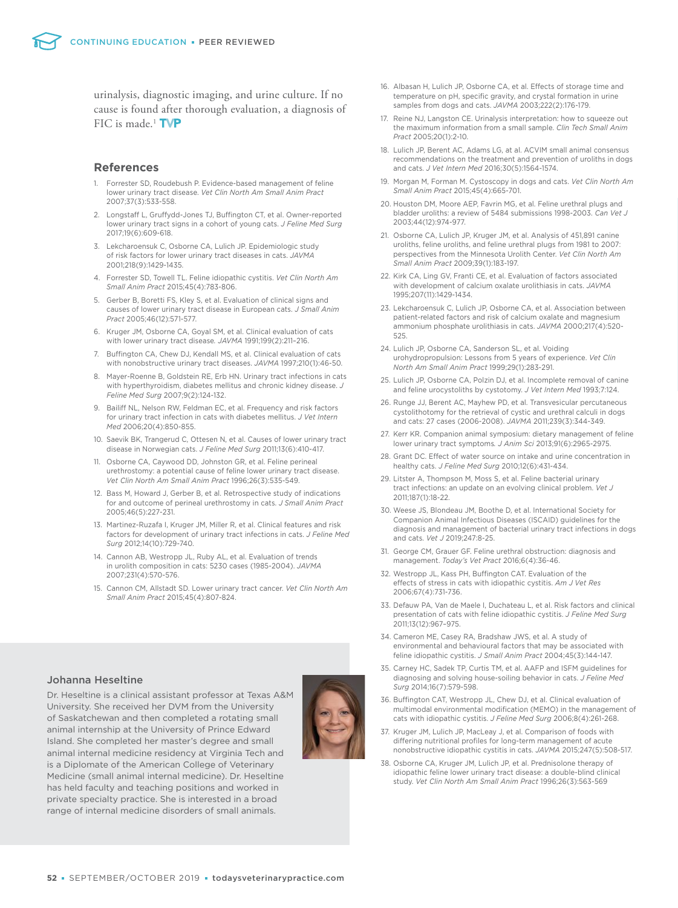urinalysis, diagnostic imaging, and urine culture. If no cause is found after thorough evaluation, a diagnosis of FIC is made.[1]

## References

1. Forrester SD, Roudebush P. Evidence-based management of feline lower urinary tract disease. *Vet Clin North Am Small Anim Pract* 2007;37(3):533-558.
2. Longstaff L, Gruffydd-Jones TJ, Buffington CT, et al. Owner-reported lower urinary tract signs in a cohort of young cats. *J Feline Med Surg* 2017;19(6):609-618.
3. Lekcharoensuk C, Osborne CA, Lulich JP. Epidemiologic study of risk factors for lower urinary tract diseases in cats. *JAVMA* 2001;218(9):1429-1435.
4. Forrester SD, Towell TL. Feline idiopathic cystitis. *Vet Clin North Am Small Anim Pract* 2015;45(4):783-806.
5. Gerber B, Boretti FS, Kley S, et al. Evaluation of clinical signs and causes of lower urinary tract disease in European cats. *J Small Anim Pract* 2005;46(12):571-577.
6. Kruger JM, Osborne CA, Goyal SM, et al. Clinical evaluation of cats with lower urinary tract disease. *JAVMA* 1991;199(2):211–216.
7. Buffington CA, Chew DJ, Kendall MS, et al. Clinical evaluation of cats with nonobstructive urinary tract diseases. *JAVMA* 1997;210(1):46-50.
8. Mayer-Roenne B, Goldstein RE, Erb HN. Urinary tract infections in cats with hyperthyroidism, diabetes mellitus and chronic kidney disease. *J Feline Med Surg* 2007;9(2):124-132.
9. Bailiff NL, Nelson RW, Feldman EC, et al. Frequency and risk factors for urinary tract infection in cats with diabetes mellitus. *J Vet Intern Med* 2006;20(4):850-855.
10. Saevik BK, Trangerud C, Ottesen N, et al. Causes of lower urinary tract disease in Norwegian cats. *J Feline Med Surg* 2011;13(6):410-417.
11. Osborne CA, Caywood DD, Johnston GR, et al. Feline perineal urethrostomy: a potential cause of feline lower urinary tract disease. *Vet Clin North Am Small Anim Pract* 1996;26(3):535-549.
12. Bass M, Howard J, Gerber B, et al. Retrospective study of indications for and outcome of perineal urethrostomy in cats. *J Small Anim Pract* 2005;46(5):227-231.
13. Martinez-Ruzafa I, Kruger JM, Miller R, et al. Clinical features and risk factors for development of urinary tract infections in cats. *J Feline Med Surg* 2012;14(10):729-740.
14. Cannon AB, Westropp JL, Ruby AL, et al. Evaluation of trends in urolith composition in cats: 5230 cases (1985-2004). *JAVMA* 2007;231(4):570-576.
15. Cannon CM, Allstadt SD. Lower urinary tract cancer. *Vet Clin North Am Small Anim Pract* 2015;45(4):807-824.
16. Albasan H, Lulich JP, Osborne CA, et al. Effects of storage time and temperature on pH, specific gravity, and crystal formation in urine samples from dogs and cats. *JAVMA* 2003;222(2):176-179.
17. Reine NJ, Langston CE. Urinalysis interpretation: how to squeeze out the maximum information from a small sample. *Clin Tech Small Anim Pract* 2005;20(1):2-10.
18. Lulich JP, Berent AC, Adams LG, at al. ACVIM small animal consensus recommendations on the treatment and prevention of uroliths in dogs and cats. *J Vet Intern Med* 2016;30(5):1564-1574.
19. Morgan M, Forman M. Cystoscopy in dogs and cats. *Vet Clin North Am Small Anim Pract* 2015;45(4):665-701.
20. Houston DM, Moore AEP, Favrin MG, et al. Feline urethral plugs and bladder uroliths: a review of 5484 submissions 1998-2003. *Can Vet J* 2003;44(12):974-977.
21. Osborne CA, Lulich JP, Kruger JM, et al. Analysis of 451,891 canine uroliths, feline uroliths, and feline urethral plugs from 1981 to 2007: perspectives from the Minnesota Urolith Center. *Vet Clin North Am Small Anim Pract* 2009;39(1):183-197.
22. Kirk CA, Ling GV, Franti CE, et al. Evaluation of factors associated with development of calcium oxalate urolithiasis in cats. *JAVMA* 1995;207(11):1429-1434.
23. Lekcharoensuk C, Lulich JP, Osborne CA, et al. Association between patient-related factors and risk of calcium oxalate and magnesium ammonium phosphate urolithiasis in cats. *JAVMA* 2000;217(4):520-525.
24. Lulich JP, Osborne CA, Sanderson SL, et al. Voiding urohydropropulsion: Lessons from 5 years of experience. *Vet Clin North Am Small Anim Pract* 1999;29(1):283-291.
25. Lulich JP, Osborne CA, Polzin DJ, et al. Incomplete removal of canine and feline urocystoliths by cystotomy. *J Vet Intern Med* 1993;7:124.
26. Runge JJ, Berent AC, Mayhew PD, et al. Transvesicular percutaneous cystolithotomy for the retrieval of cystic and urethral calculi in dogs and cats: 27 cases (2006-2008). *JAVMA* 2011;239(3):344-349.
27. Kerr KR. Companion animal symposium: dietary management of feline lower urinary tract symptoms. *J Anim Sci* 2013;91(6):2965-2975.
28. Grant DC. Effect of water source on intake and urine concentration in healthy cats. *J Feline Med Surg* 2010;12(6):431-434.
29. Litster A, Thompson M, Moss S, et al. Feline bacterial urinary tract infections: an update on an evolving clinical problem. *Vet J* 2011;187(1):18-22.
30. Weese JS, Blondeau JM, Boothe D, et al. International Society for Companion Animal Infectious Diseases (ISCAID) guidelines for the diagnosis and management of bacterial urinary tract infections in dogs and cats. *Vet J* 2019;247:8-25.
31. George CM, Grauer GF. Feline urethral obstruction: diagnosis and management. *Today's Vet Pract* 2016;6(4):36-46.
32. Westropp JL, Kass PH, Buffington CAT. Evaluation of the effects of stress in cats with idiopathic cystitis. *Am J Vet Res* 2006;67(4):731-736.
33. Defauw PA, Van de Maele I, Duchateau L, et al. Risk factors and clinical presentation of cats with feline idiopathic cystitis. *J Feline Med Surg* 2011;13(12):967–975.
34. Cameron ME, Casey RA, Bradshaw JWS, et al. A study of environmental and behavioural factors that may be associated with feline idiopathic cystitis. *J Small Anim Pract* 2004;45(3):144-147.
35. Carney HC, Sadek TP, Curtis TM, et al. AAFP and ISFM guidelines for diagnosing and solving house-soiling behavior in cats. *J Feline Med Surg* 2014;16(7):579-598.
36. Buffington CAT, Westropp JL, Chew DJ, et al. Clinical evaluation of multimodal environmental modification (MEMO) in the management of cats with idiopathic cystitis. *J Feline Med Surg* 2006;8(4):261-268.
37. Kruger JM, Lulich JP, MacLeay J, et al. Comparison of foods with differing nutritional profiles for long-term management of acute nonobstructive idiopathic cystitis in cats. *JAVMA* 2015;247(5):508-517.
38. Osborne CA, Kruger JM, Lulich JP, et al. Prednisolone therapy of idiopathic feline lower urinary tract disease: a double-blind clinical study. *Vet Clin North Am Small Anim Pract* 1996;26(3):563-569

### Johanna Heseltine

Dr. Heseltine is a clinical assistant professor at Texas A&M University. She received her DVM from the University of Saskatchewan and then completed a rotating small animal internship at the University of Prince Edward Island. She completed her master's degree and small animal internal medicine residency at Virginia Tech and is a Diplomate of the American College of Veterinary Medicine (small animal internal medicine). Dr. Heseltine has held faculty and teaching positions and worked in private specialty practice. She is interested in a broad range of internal medicine disorders of small animals.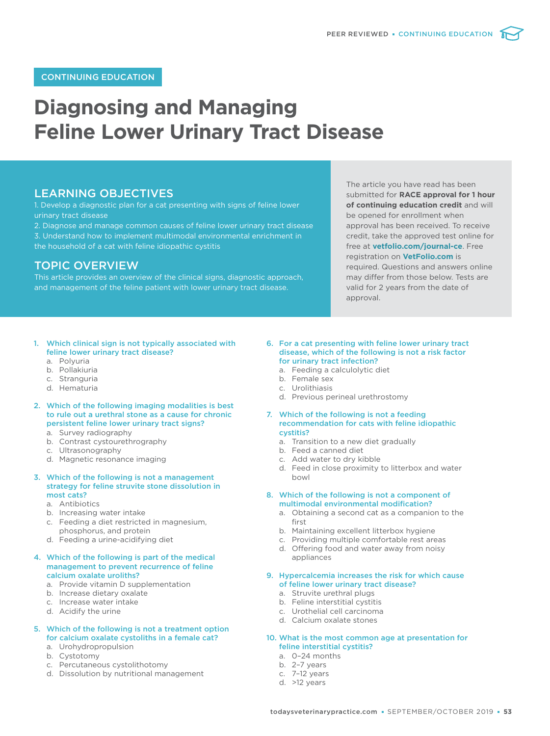CONTINUING EDUCATION

# Diagnosing and Managing Feline Lower Urinary Tract Disease

## LEARNING OBJECTIVES

1. Develop a diagnostic plan for a cat presenting with signs of feline lower urinary tract disease
2. Diagnose and manage common causes of feline lower urinary tract disease
3. Understand how to implement multimodal environmental enrichment in the household of a cat with feline idiopathic cystitis

## TOPIC OVERVIEW

This article provides an overview of the clinical signs, diagnostic approach, and management of the feline patient with lower urinary tract disease.

The article you have read has been submitted for **RACE approval for 1 hour of continuing education credit** and will be opened for enrollment when approval has been received. To receive credit, take the approved test online for free at **vetfolio.com/journal-ce**. Free registration on **VetFolio.com** is required. Questions and answers online may differ from those below. Tests are valid for 2 years from the date of approval.

1. **Which clinical sign is not typically associated with feline lower urinary tract disease?**
   a. Polyuria
   b. Pollakiuria
   c. Stranguria
   d. Hematuria

2. **Which of the following imaging modalities is best to rule out a urethral stone as a cause for chronic persistent feline lower urinary tract signs?**
   a. Survey radiography
   b. Contrast cystourethrography
   c. Ultrasonography
   d. Magnetic resonance imaging

3. **Which of the following is not a management strategy for feline struvite stone dissolution in most cats?**
   a. Antibiotics
   b. Increasing water intake
   c. Feeding a diet restricted in magnesium, phosphorus, and protein
   d. Feeding a urine-acidifying diet

4. **Which of the following is part of the medical management to prevent recurrence of feline calcium oxalate uroliths?**
   a. Provide vitamin D supplementation
   b. Increase dietary oxalate
   c. Increase water intake
   d. Acidify the urine

5. **Which of the following is not a treatment option for calcium oxalate cystoliths in a female cat?**
   a. Urohydropropulsion
   b. Cystotomy
   c. Percutaneous cystolithotomy
   d. Dissolution by nutritional management

6. **For a cat presenting with feline lower urinary tract disease, which of the following is not a risk factor for urinary tract infection?**
   a. Feeding a calculolytic diet
   b. Female sex
   c. Urolithiasis
   d. Previous perineal urethrostomy

7. **Which of the following is not a feeding recommendation for cats with feline idiopathic cystitis?**
   a. Transition to a new diet gradually
   b. Feed a canned diet
   c. Add water to dry kibble
   d. Feed in close proximity to litterbox and water bowl

8. **Which of the following is not a component of multimodal environmental modification?**
   a. Obtaining a second cat as a companion to the first
   b. Maintaining excellent litterbox hygiene
   c. Providing multiple comfortable rest areas
   d. Offering food and water away from noisy appliances

9. **Hypercalcemia increases the risk for which cause of feline lower urinary tract disease?**
   a. Struvite urethral plugs
   b. Feline interstitial cystitis
   c. Urothelial cell carcinoma
   d. Calcium oxalate stones

10. **What is the most common age at presentation for feline interstitial cystitis?**
    a. 0–24 months
    b. 2–7 years
    c. 7–12 years
    d. >12 years